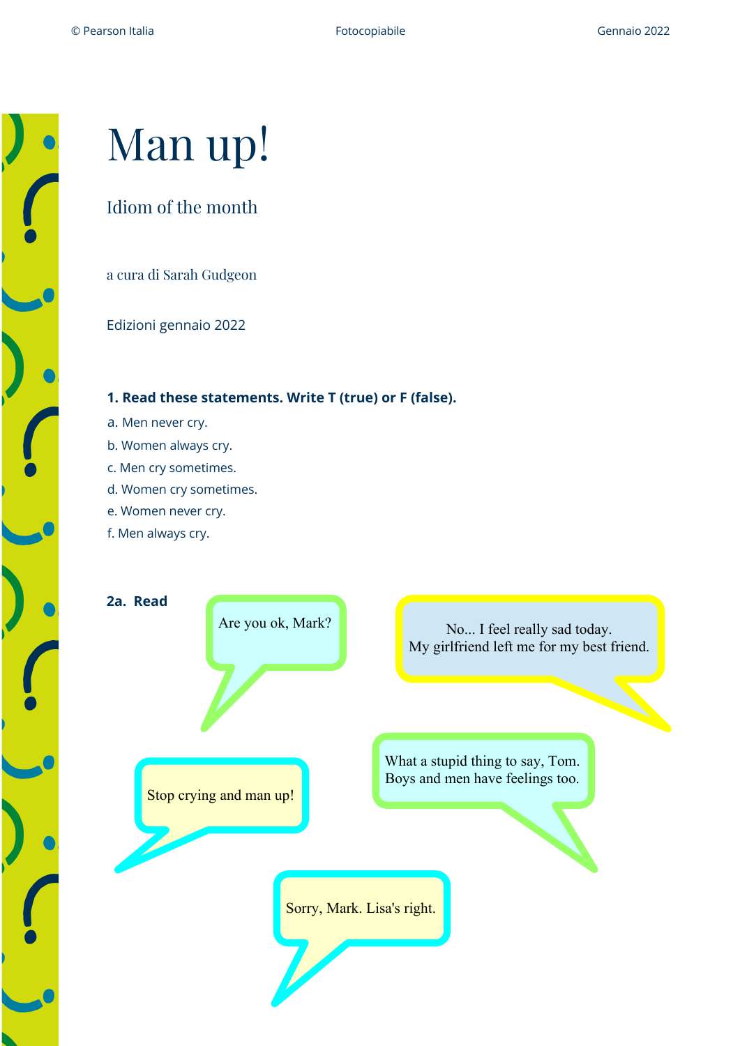# Man up!

## Idiom of the month

a cura di Sarah Gudgeon

Edizioni gennaio 2022

**1. Read these statements. Write T (true) or F (false).**

a. Men never cry.

b. Women always cry.

c. Men cry sometimes.

d. Women cry sometimes.

e. Women never cry.

f. Men always cry.

**2a. Read**

Are you ok, Mark?

No... I feel really sad today.
My girlfriend left me for my best friend.

Stop crying and man up!

What a stupid thing to say, Tom.
Boys and men have feelings too.

Sorry, Mark. Lisa's right.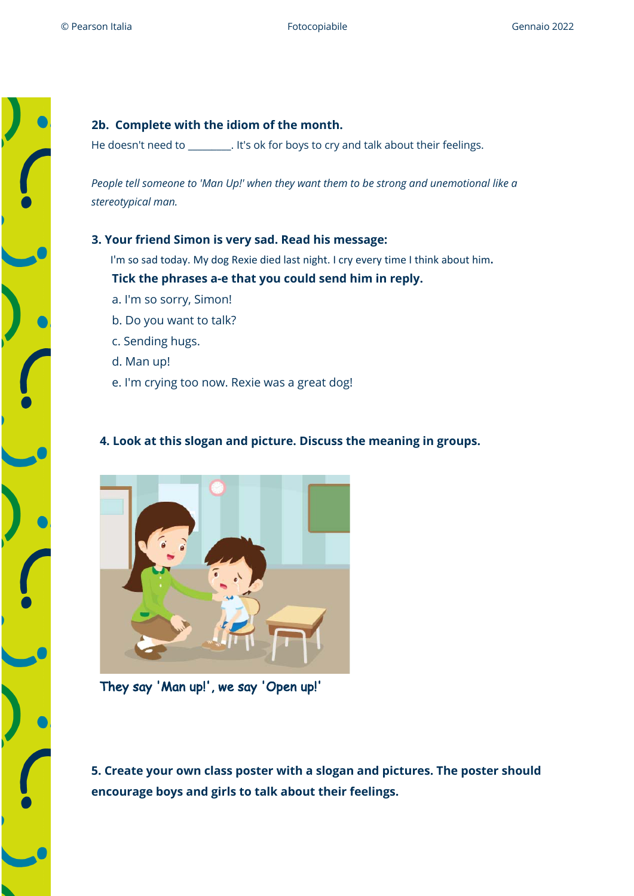**2b. Complete with the idiom of the month.**

He doesn't need to ________. It's ok for boys to cry and talk about their feelings.

*People tell someone to 'Man Up!' when they want them to be strong and unemotional like a stereotypical man.*

**3. Your friend Simon is very sad. Read his message:**

I'm so sad today. My dog Rexie died last night. I cry every time I think about him.

**Tick the phrases a-e that you could send him in reply.**

a. I'm so sorry, Simon!

b. Do you want to talk?

c. Sending hugs.

d. Man up!

e. I'm crying too now. Rexie was a great dog!

**4. Look at this slogan and picture. Discuss the meaning in groups.**

They say 'Man up!', we say 'Open up!'

**5. Create your own class poster with a slogan and pictures. The poster should encourage boys and girls to talk about their feelings.**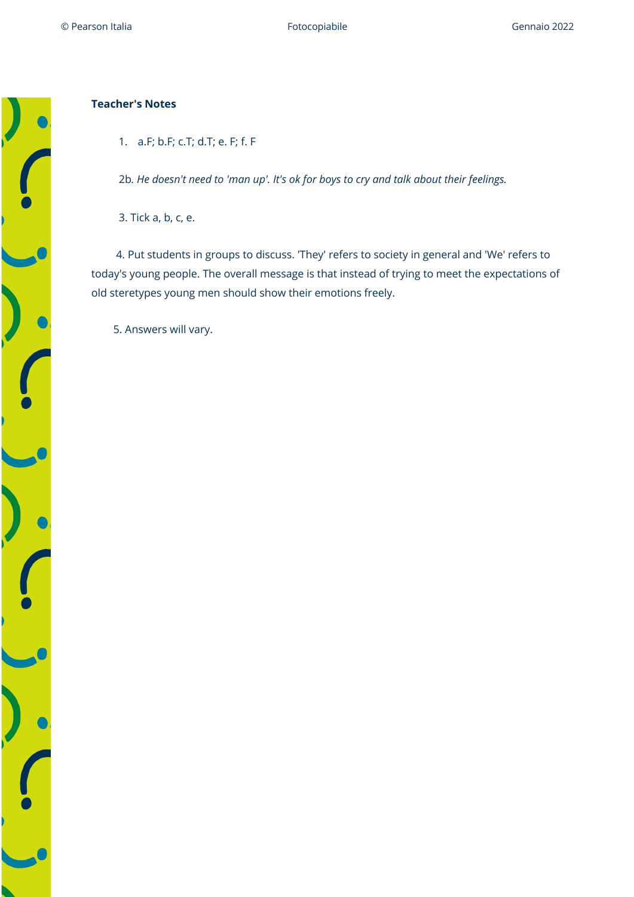**Teacher's Notes**

1. a.F; b.F; c.T; d.T; e. F; f. F

2b. *He doesn't need to 'man up'. It's ok for boys to cry and talk about their feelings.*

3. Tick a, b, c, e.

4. Put students in groups to discuss. 'They' refers to society in general and 'We' refers to today's young people. The overall message is that instead of trying to meet the expectations of old steretypes young men should show their emotions freely.

5. Answers will vary.